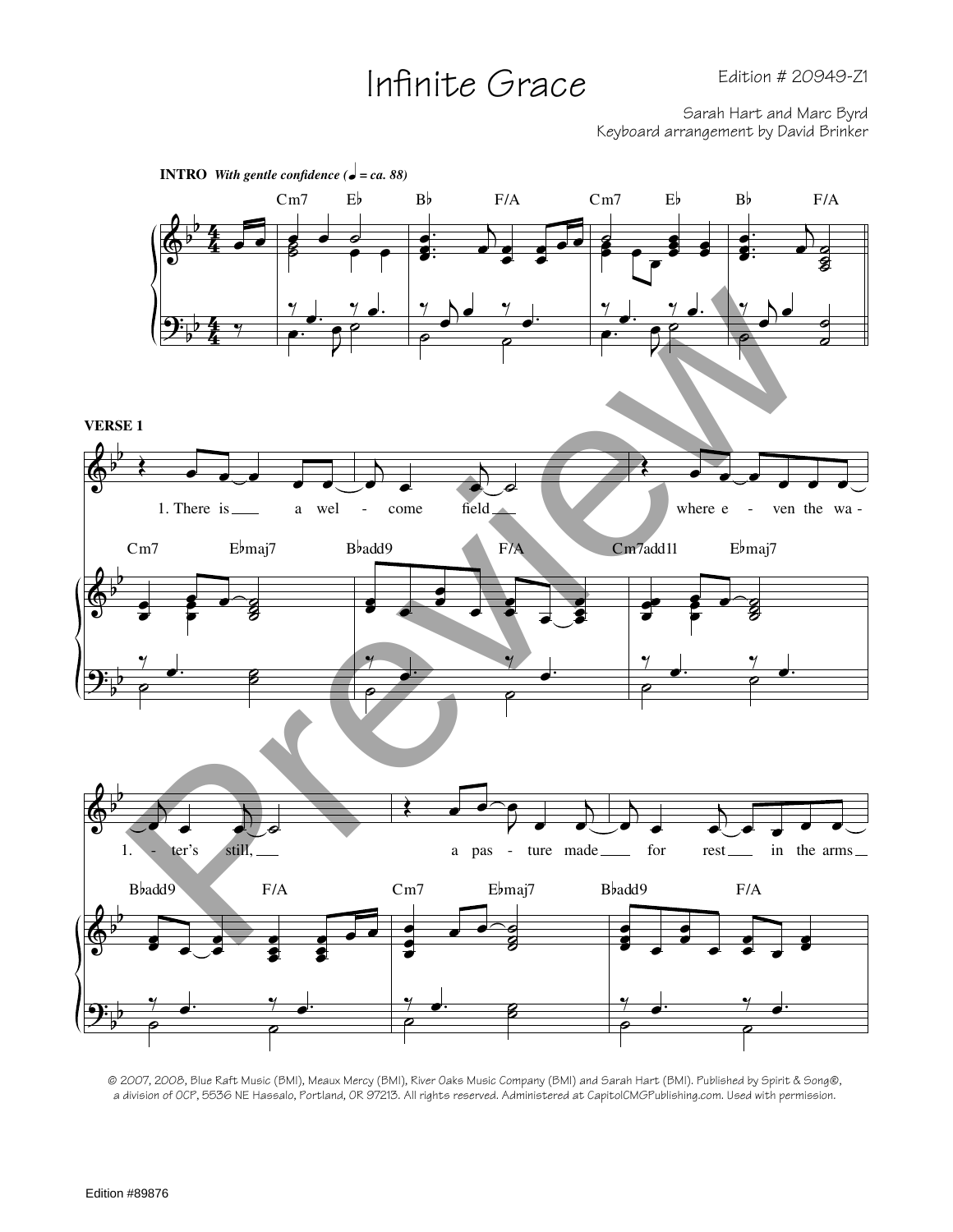# Infinite Grace

Edition # 20949-Z1

Sarah Hart and Marc Byrd
Keyboard arrangement by David Brinker

**INTRO** *With gentle confidence (♩ = ca. 88)*

Cm7 E♭ B♭ F/A Cm7 E♭ B♭ F/A

**VERSE 1**

Cm7 E♭maj7 B♭add9 F/A Cm7add11 E♭maj7

1. There is a wel - come field where e - ven the wa -

B♭add9 F/A Cm7 E♭maj7 B♭add9 F/A

1. - ter's still, a pas - ture made for rest in the arms

© 2007, 2008, Blue Raft Music (BMI), Meaux Mercy (BMI), River Oaks Music Company (BMI) and Sarah Hart (BMI). Published by Spirit & Song®, a division of OCP, 5536 NE Hassalo, Portland, OR 97213. All rights reserved. Administered at CapitolCMGPublishing.com. Used with permission.

Edition #89876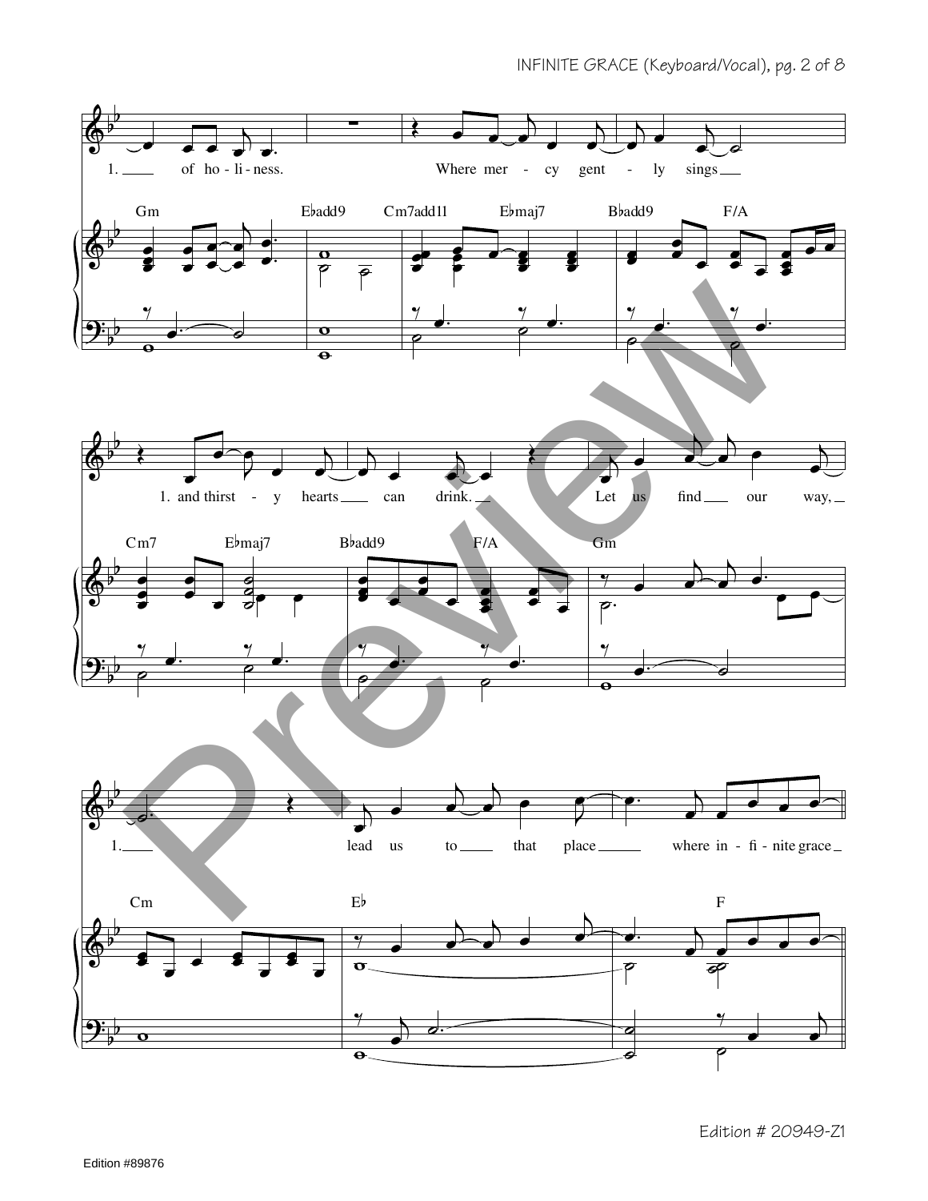Gm | E♭add9 | Cm7add11 | E♭maj7 | B♭add9 | F/A

1. ___ of ho - li - ness. Where mer - cy gent - ly sings ___

Cm7 | E♭maj7 | B♭add9 | F/A | Gm

1. and thirst - y hearts ___ can drink. ___ Let us find ___ our way, ___

Cm | E♭ | F

1. ___ lead us to ___ that place ___ where in - fi - nite grace ___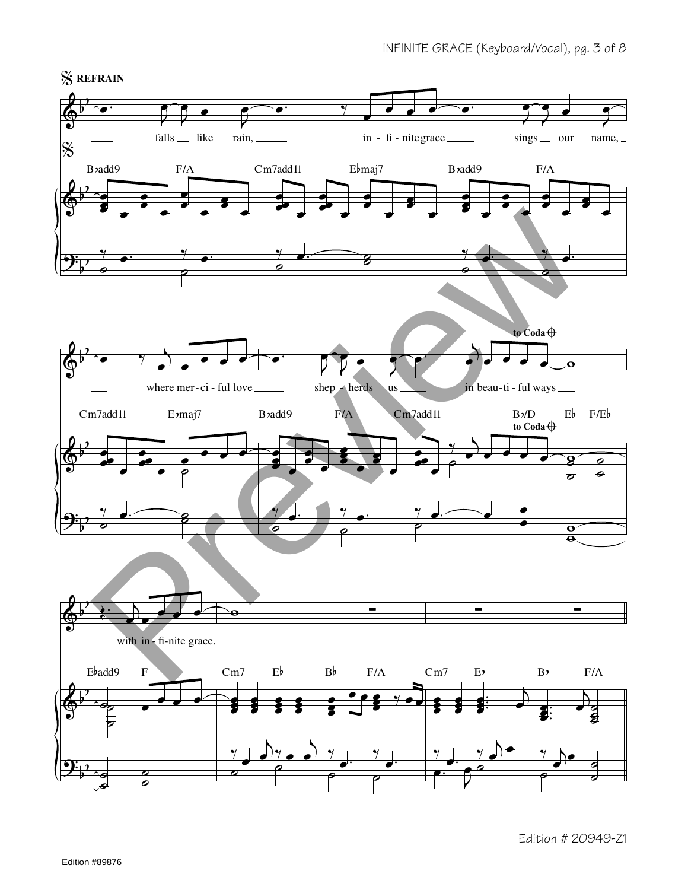REFRAIN

falls like rain, infinite grace sings our name, where merciful love shepherds us in beautiful ways with infinite grace.

B♭add9 F/A Cm7add11 E♭maj7 B♭add9 F/A

Cm7add11 E♭maj7 B♭add9 F/A Cm7add11 B♭/D E♭ F/E♭

to Coda

E♭add9 F Cm7 E♭ B♭ F/A Cm7 E♭ B♭ F/A

Edition # 20949-Z1

Edition #89876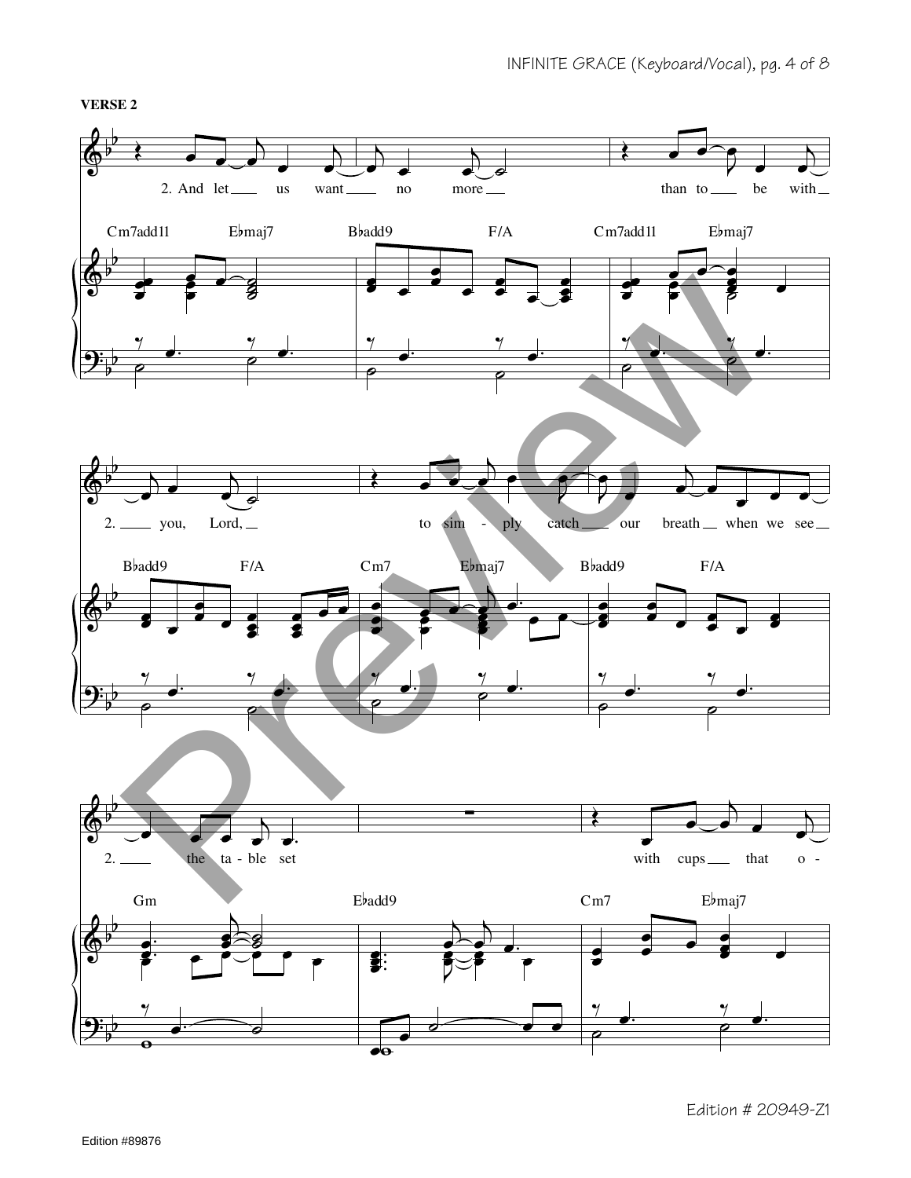**VERSE 2**

2. And let us want no more than to be with you, Lord, to simply catch our breath when we see the table set with cups that o-

Cm7add11 E♭maj7 B♭add9 F/A Cm7add11 E♭maj7

B♭add9 F/A Cm7 E♭maj7 B♭add9 F/A

Gm E♭add9 Cm7 E♭maj7

Edition # 20949-Z1

Edition #89876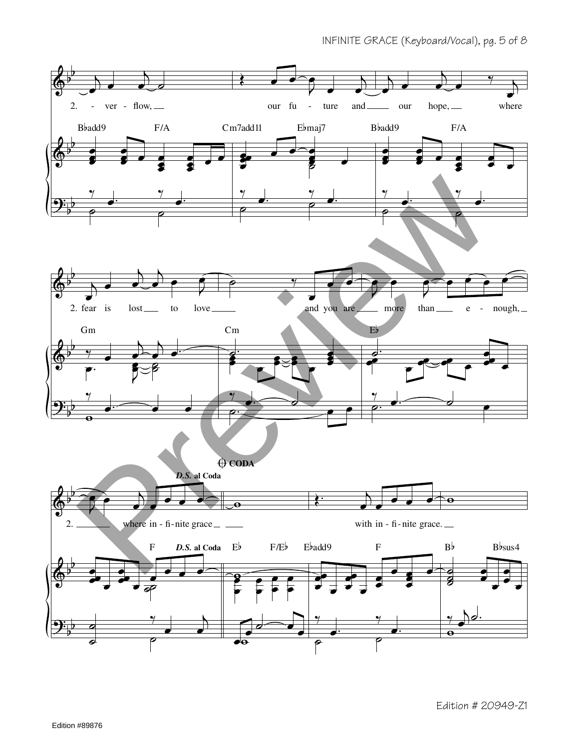2. - ver - flow, our fu - ture and our hope, where

Bbadd9 F/A Cm7add11 Ebmaj7 Bbadd9 F/A

2. fear is lost to love and you are more than e - nough,

Gm Cm Eb

**CODA**

***D.S.* al Coda**

2. where in - fi - nite grace with in - fi - nite grace.

F ***D.S.* al Coda** Eb F/Eb Ebadd9 F Bb Bbsus4

Edition # 20949-Z1

Edition #89876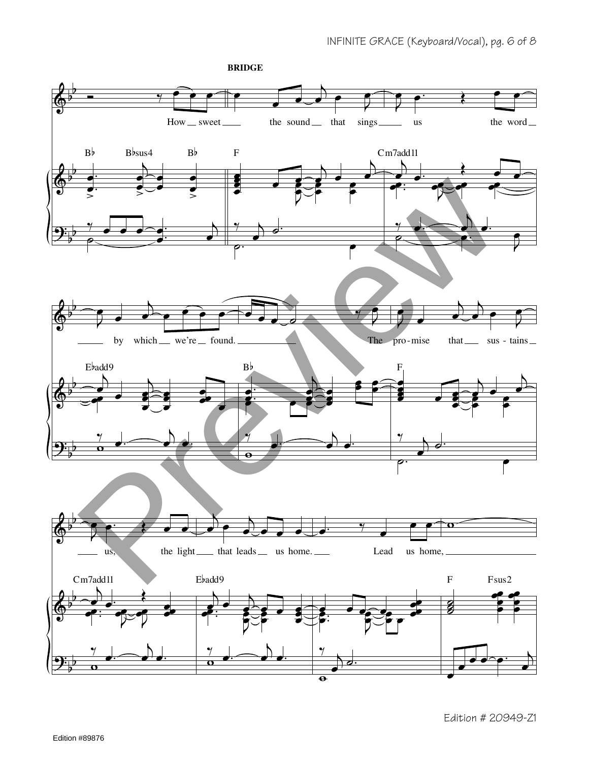**BRIDGE**

How sweet the sound that sings us the word by which we're found. The promise that sustains us, the light that leads us home. Lead us home,

Bb Bbsus4 Bb F Cm7add11

Ebadd9 Bb F

Cm7add11 Ebadd9 F Fsus2

Edition # 20949-Z1

Edition #89876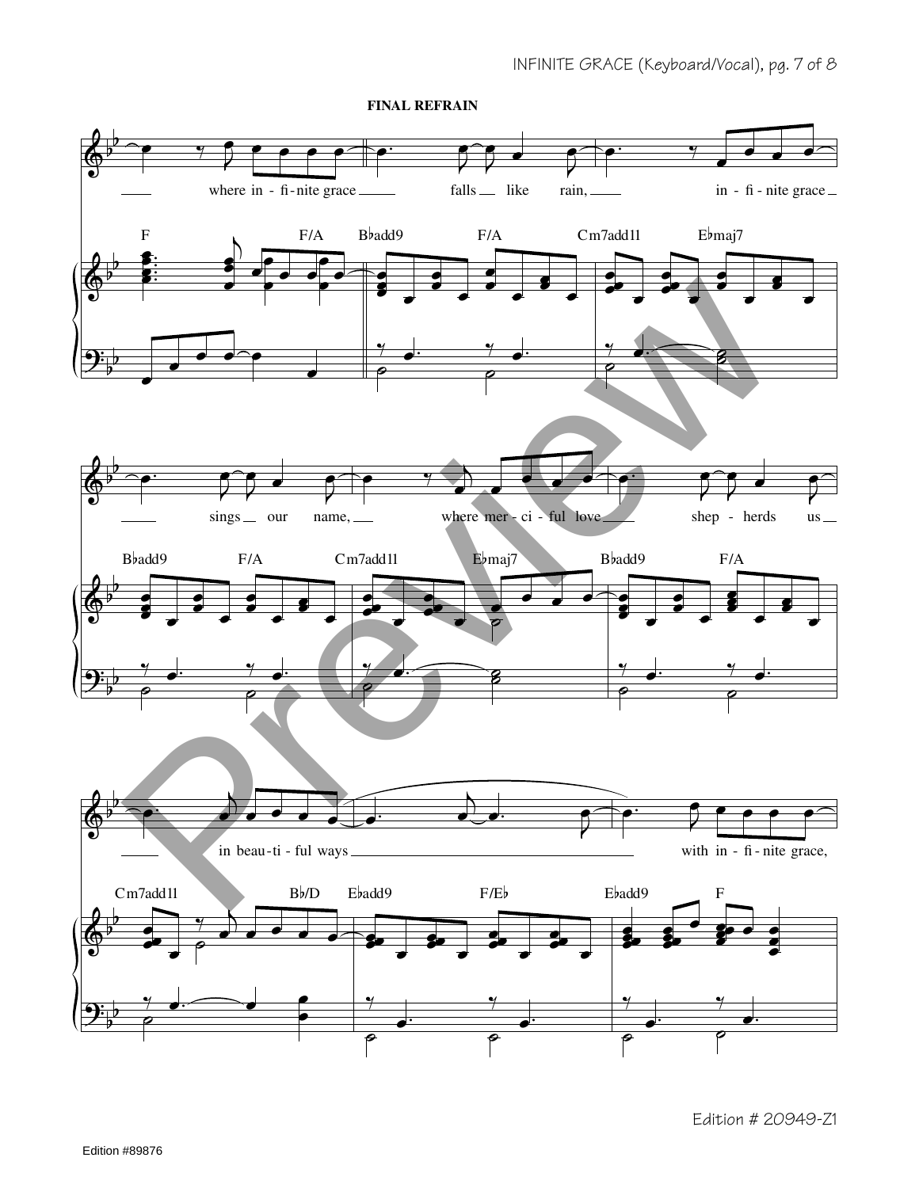**FINAL REFRAIN**

where in-fi-nite grace falls like rain, in-fi-nite grace sings our name, where mer-ci-ful love shep-herds us in beau-ti-ful ways with in-fi-nite grace,

F F/A B♭add9 F/A Cm7add11 E♭maj7

B♭add9 F/A Cm7add11 E♭maj7 B♭add9 F/A

Cm7add11 B♭/D E♭add9 F/E♭ E♭add9 F

Edition # 20949-Z1

Edition #89876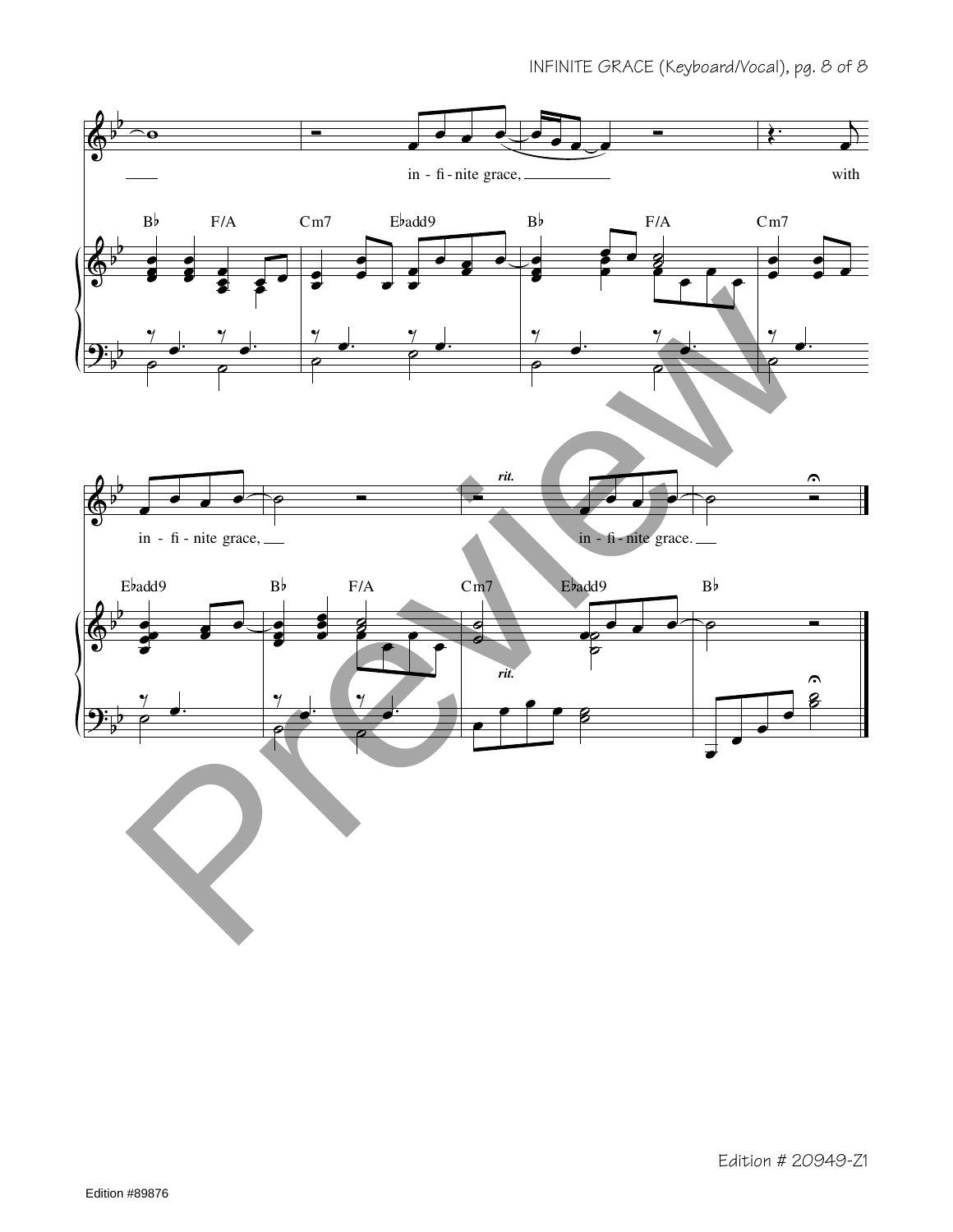in - fi - nite grace, with

B♭ F/A Cm7 E♭add9 B♭ F/A Cm7

in - fi - nite grace,

*rit.*

in - fi - nite grace.

E♭add9 B♭ F/A Cm7 E♭add9 B♭

*rit.*

Edition # 20949-Z1

Edition #89876